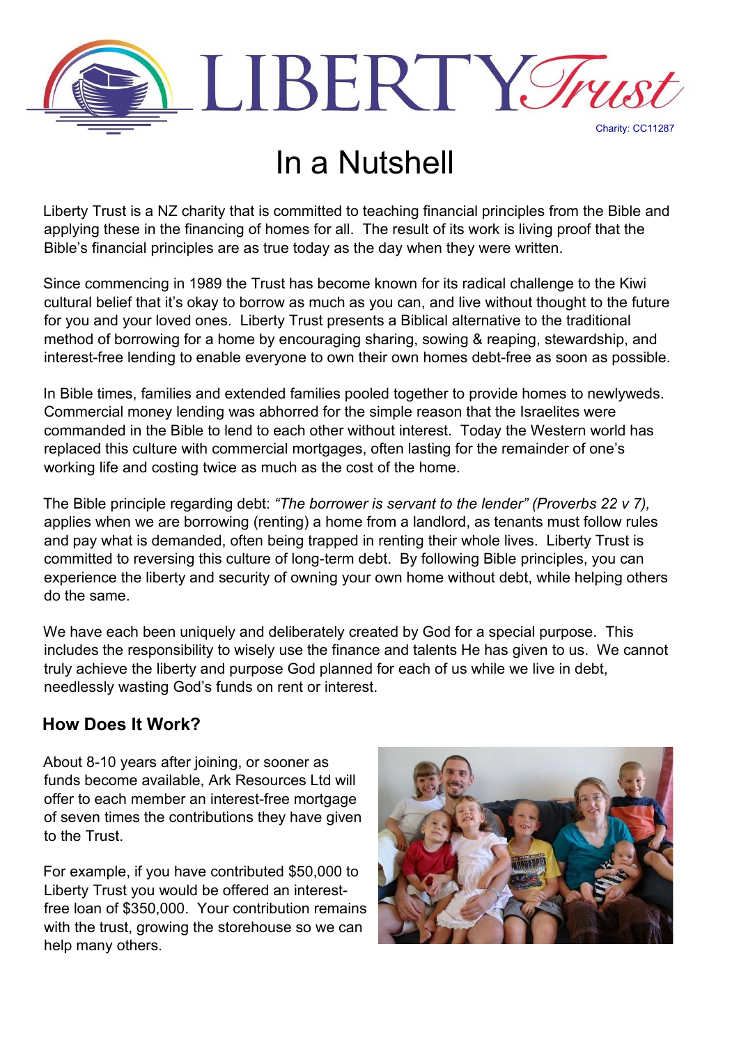LIBERTY Trust

Charity: CC11287

# In a Nutshell

Liberty Trust is a NZ charity that is committed to teaching financial principles from the Bible and applying these in the financing of homes for all. The result of its work is living proof that the Bible's financial principles are as true today as the day when they were written.

Since commencing in 1989 the Trust has become known for its radical challenge to the Kiwi cultural belief that it's okay to borrow as much as you can, and live without thought to the future for you and your loved ones. Liberty Trust presents a Biblical alternative to the traditional method of borrowing for a home by encouraging sharing, sowing & reaping, stewardship, and interest-free lending to enable everyone to own their own homes debt-free as soon as possible.

In Bible times, families and extended families pooled together to provide homes to newlyweds. Commercial money lending was abhorred for the simple reason that the Israelites were commanded in the Bible to lend to each other without interest. Today the Western world has replaced this culture with commercial mortgages, often lasting for the remainder of one's working life and costing twice as much as the cost of the home.

The Bible principle regarding debt: *"The borrower is servant to the lender" (Proverbs 22 v 7),* applies when we are borrowing (renting) a home from a landlord, as tenants must follow rules and pay what is demanded, often being trapped in renting their whole lives. Liberty Trust is committed to reversing this culture of long-term debt. By following Bible principles, you can experience the liberty and security of owning your own home without debt, while helping others do the same.

We have each been uniquely and deliberately created by God for a special purpose. This includes the responsibility to wisely use the finance and talents He has given to us. We cannot truly achieve the liberty and purpose God planned for each of us while we live in debt, needlessly wasting God's funds on rent or interest.

## How Does It Work?

About 8-10 years after joining, or sooner as funds become available, Ark Resources Ltd will offer to each member an interest-free mortgage of seven times the contributions they have given to the Trust.

For example, if you have contributed $50,000 to Liberty Trust you would be offered an interest-free loan of $350,000. Your contribution remains with the trust, growing the storehouse so we can help many others.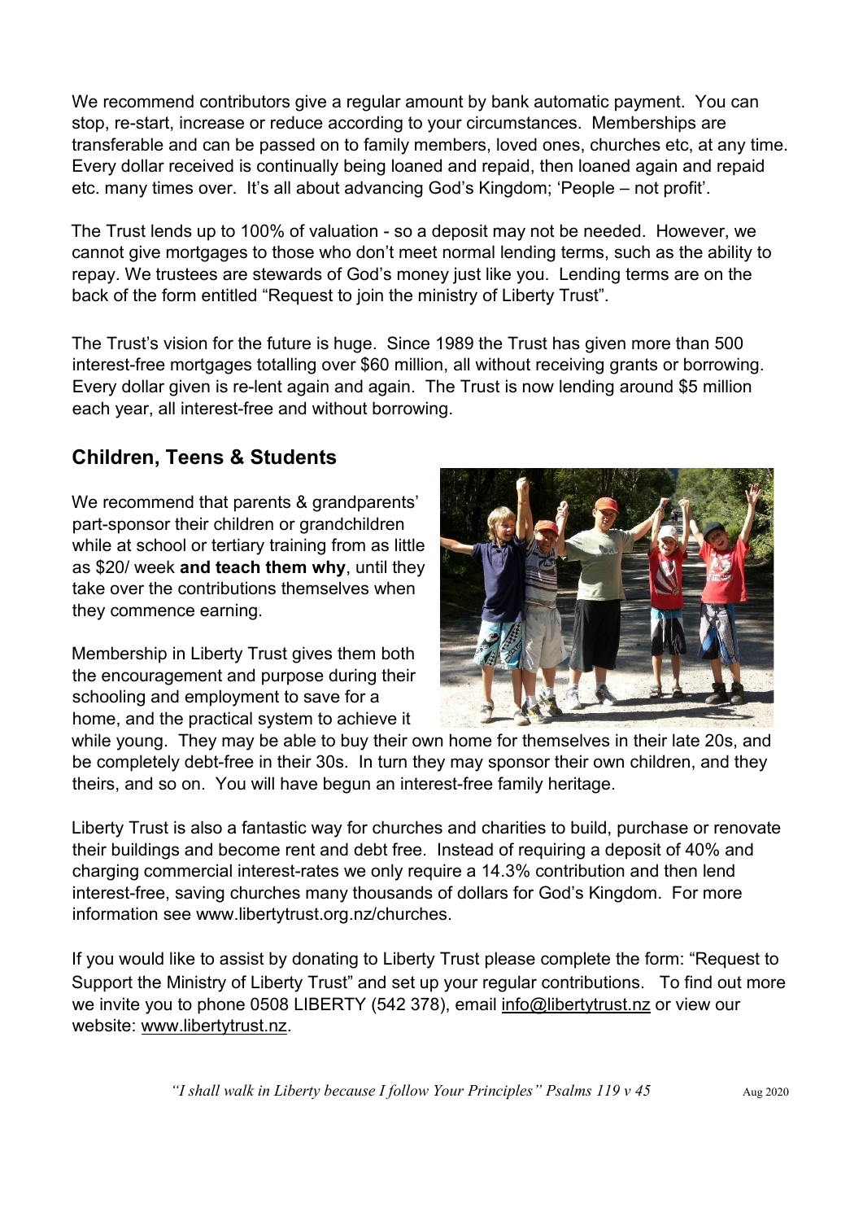We recommend contributors give a regular amount by bank automatic payment. You can stop, re-start, increase or reduce according to your circumstances. Memberships are transferable and can be passed on to family members, loved ones, churches etc, at any time. Every dollar received is continually being loaned and repaid, then loaned again and repaid etc. many times over. It's all about advancing God's Kingdom; 'People – not profit'.

The Trust lends up to 100% of valuation - so a deposit may not be needed. However, we cannot give mortgages to those who don't meet normal lending terms, such as the ability to repay. We trustees are stewards of God's money just like you. Lending terms are on the back of the form entitled "Request to join the ministry of Liberty Trust".

The Trust's vision for the future is huge. Since 1989 the Trust has given more than 500 interest-free mortgages totalling over $60 million, all without receiving grants or borrowing. Every dollar given is re-lent again and again. The Trust is now lending around $5 million each year, all interest-free and without borrowing.

## Children, Teens & Students

We recommend that parents & grandparents' part-sponsor their children or grandchildren while at school or tertiary training from as little as $20/ week **and teach them why**, until they take over the contributions themselves when they commence earning.

Membership in Liberty Trust gives them both the encouragement and purpose during their schooling and employment to save for a home, and the practical system to achieve it while young. They may be able to buy their own home for themselves in their late 20s, and be completely debt-free in their 30s. In turn they may sponsor their own children, and they theirs, and so on. You will have begun an interest-free family heritage.

Liberty Trust is also a fantastic way for churches and charities to build, purchase or renovate their buildings and become rent and debt free. Instead of requiring a deposit of 40% and charging commercial interest-rates we only require a 14.3% contribution and then lend interest-free, saving churches many thousands of dollars for God's Kingdom. For more information see www.libertytrust.org.nz/churches.

If you would like to assist by donating to Liberty Trust please complete the form: "Request to Support the Ministry of Liberty Trust" and set up your regular contributions. To find out more we invite you to phone 0508 LIBERTY (542 378), email info@libertytrust.nz or view our website: www.libertytrust.nz.

*"I shall walk in Liberty because I follow Your Principles" Psalms 119 v 45*

Aug 2020